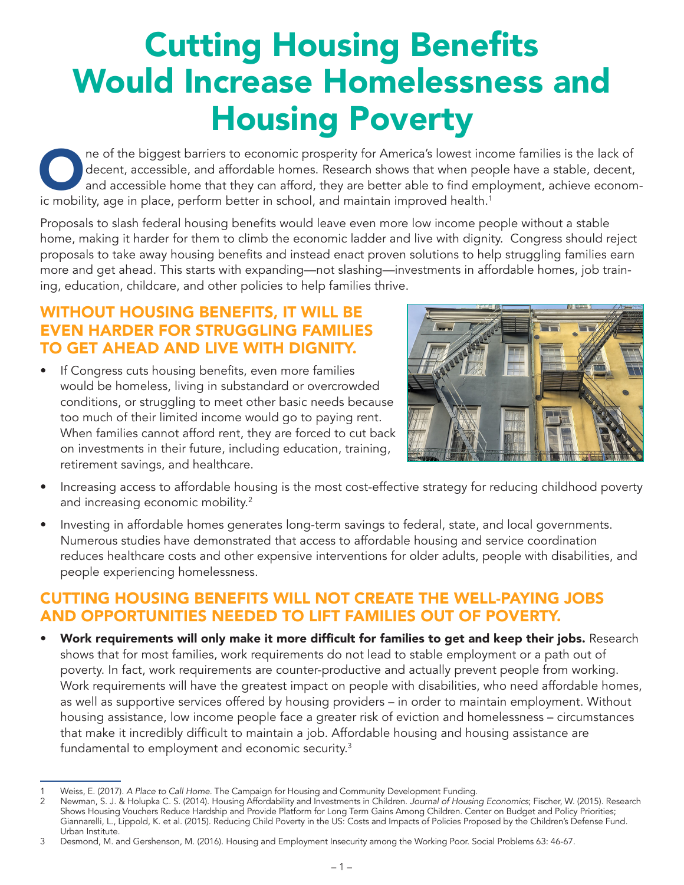# Cutting Housing Benefits Would Increase Homelessness and Housing Poverty

One of the biggest barriers to economic prosperity for America's lowest income families is the lack of decent, accessible, and affordable homes. Research shows that when people have a stable, decent, and accessible home that they can afford, they are better able to find employment, achieve economic mobility, age in place, perform better in school, and maintain improved health.[1]

Proposals to slash federal housing benefits would leave even more low income people without a stable home, making it harder for them to climb the economic ladder and live with dignity. Congress should reject proposals to take away housing benefits and instead enact proven solutions to help struggling families earn more and get ahead. This starts with expanding—not slashing—investments in affordable homes, job training, education, childcare, and other policies to help families thrive.

## WITHOUT HOUSING BENEFITS, IT WILL BE EVEN HARDER FOR STRUGGLING FAMILIES TO GET AHEAD AND LIVE WITH DIGNITY.

- If Congress cuts housing benefits, even more families would be homeless, living in substandard or overcrowded conditions, or struggling to meet other basic needs because too much of their limited income would go to paying rent. When families cannot afford rent, they are forced to cut back on investments in their future, including education, training, retirement savings, and healthcare.
- Increasing access to affordable housing is the most cost-effective strategy for reducing childhood poverty and increasing economic mobility.[2]
- Investing in affordable homes generates long-term savings to federal, state, and local governments. Numerous studies have demonstrated that access to affordable housing and service coordination reduces healthcare costs and other expensive interventions for older adults, people with disabilities, and people experiencing homelessness.

## CUTTING HOUSING BENEFITS WILL NOT CREATE THE WELL-PAYING JOBS AND OPPORTUNITIES NEEDED TO LIFT FAMILIES OUT OF POVERTY.

- **Work requirements will only make it more difficult for families to get and keep their jobs.** Research shows that for most families, work requirements do not lead to stable employment or a path out of poverty. In fact, work requirements are counter-productive and actually prevent people from working. Work requirements will have the greatest impact on people with disabilities, who need affordable homes, as well as supportive services offered by housing providers – in order to maintain employment. Without housing assistance, low income people face a greater risk of eviction and homelessness – circumstances that make it incredibly difficult to maintain a job. Affordable housing and housing assistance are fundamental to employment and economic security.[3]

---

1 Weiss, E. (2017). *A Place to Call Home*. The Campaign for Housing and Community Development Funding.

2 Newman, S. J. & Holupka C. S. (2014). Housing Affordability and Investments in Children. *Journal of Housing Economics*; Fischer, W. (2015). Research Shows Housing Vouchers Reduce Hardship and Provide Platform for Long Term Gains Among Children. Center on Budget and Policy Priorities; Giannarelli, L., Lippold, K. et al. (2015). Reducing Child Poverty in the US: Costs and Impacts of Policies Proposed by the Children's Defense Fund. Urban Institute.

3 Desmond, M. and Gershenson, M. (2016). Housing and Employment Insecurity among the Working Poor. Social Problems 63: 46-67.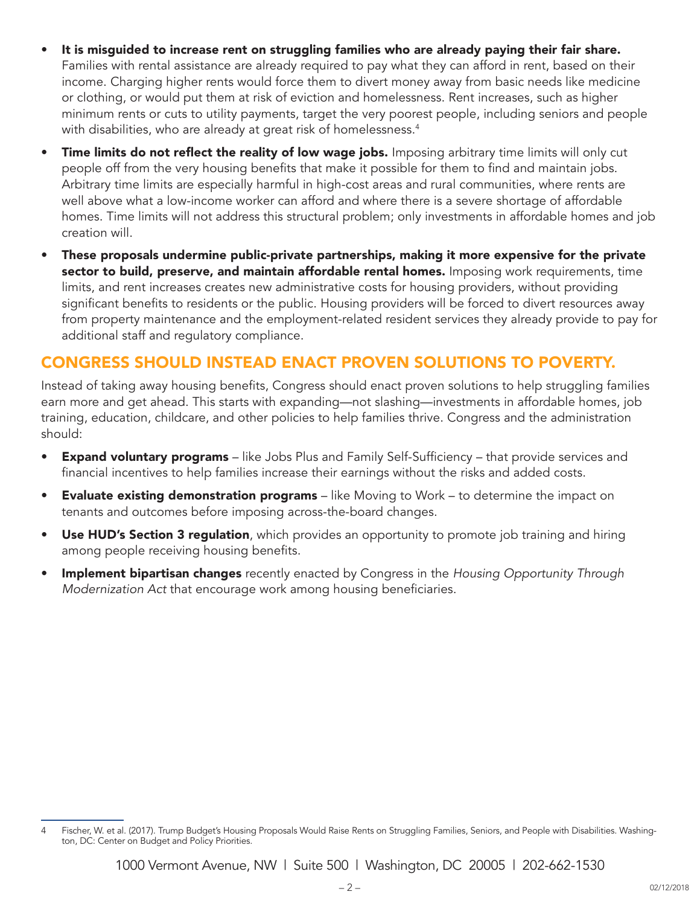- **It is misguided to increase rent on struggling families who are already paying their fair share.** Families with rental assistance are already required to pay what they can afford in rent, based on their income. Charging higher rents would force them to divert money away from basic needs like medicine or clothing, or would put them at risk of eviction and homelessness. Rent increases, such as higher minimum rents or cuts to utility payments, target the very poorest people, including seniors and people with disabilities, who are already at great risk of homelessness.[4]
- **Time limits do not reflect the reality of low wage jobs.** Imposing arbitrary time limits will only cut people off from the very housing benefits that make it possible for them to find and maintain jobs. Arbitrary time limits are especially harmful in high-cost areas and rural communities, where rents are well above what a low-income worker can afford and where there is a severe shortage of affordable homes. Time limits will not address this structural problem; only investments in affordable homes and job creation will.
- **These proposals undermine public-private partnerships, making it more expensive for the private sector to build, preserve, and maintain affordable rental homes.** Imposing work requirements, time limits, and rent increases creates new administrative costs for housing providers, without providing significant benefits to residents or the public. Housing providers will be forced to divert resources away from property maintenance and the employment-related resident services they already provide to pay for additional staff and regulatory compliance.

## CONGRESS SHOULD INSTEAD ENACT PROVEN SOLUTIONS TO POVERTY.

Instead of taking away housing benefits, Congress should enact proven solutions to help struggling families earn more and get ahead. This starts with expanding—not slashing—investments in affordable homes, job training, education, childcare, and other policies to help families thrive. Congress and the administration should:

- **Expand voluntary programs** – like Jobs Plus and Family Self-Sufficiency – that provide services and financial incentives to help families increase their earnings without the risks and added costs.
- **Evaluate existing demonstration programs** – like Moving to Work – to determine the impact on tenants and outcomes before imposing across-the-board changes.
- **Use HUD's Section 3 regulation**, which provides an opportunity to promote job training and hiring among people receiving housing benefits.
- **Implement bipartisan changes** recently enacted by Congress in the *Housing Opportunity Through Modernization Act* that encourage work among housing beneficiaries.

---

4 Fischer, W. et al. (2017). Trump Budget's Housing Proposals Would Raise Rents on Struggling Families, Seniors, and People with Disabilities. Washington, DC: Center on Budget and Policy Priorities.

1000 Vermont Avenue, NW | Suite 500 | Washington, DC 20005 | 202-662-1530

02/12/2018